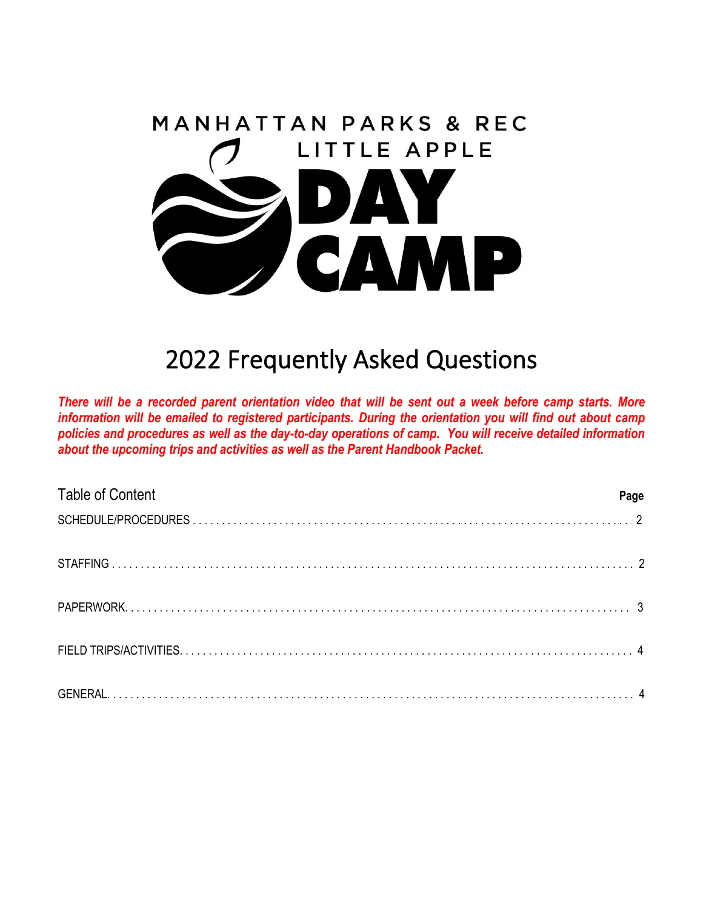MANHATTAN PARKS & REC

LITTLE APPLE

DAY CAMP

# 2022 Frequently Asked Questions

***There will be a recorded parent orientation video that will be sent out a week before camp starts. More information will be emailed to registered participants. During the orientation you will find out about camp policies and procedures as well as the day-to-day operations of camp. You will receive detailed information about the upcoming trips and activities as well as the Parent Handbook Packet.***

| Table of Content | **Page** |
| --- | --- |
| SCHEDULE/PROCEDURES | 2 |
| STAFFING | 2 |
| PAPERWORK | 3 |
| FIELD TRIPS/ACTIVITIES | 4 |
| GENERAL | 4 |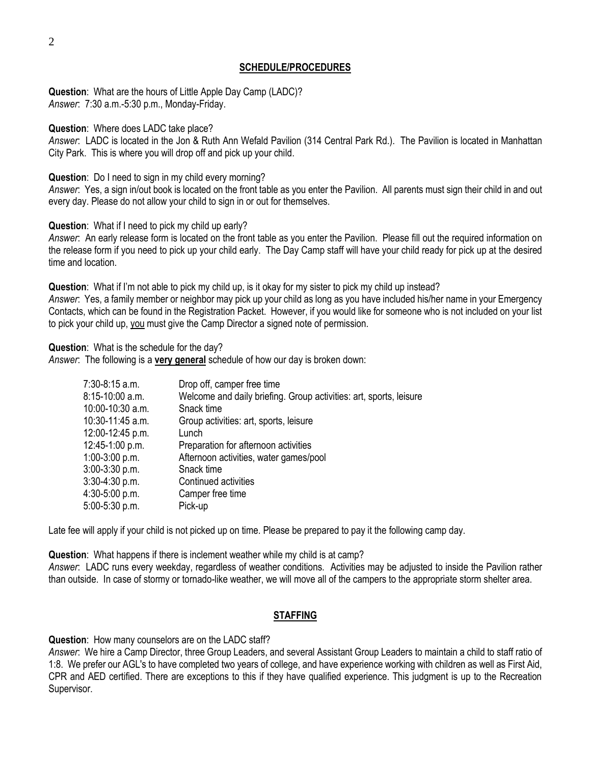## SCHEDULE/PROCEDURES

**Question**: What are the hours of Little Apple Day Camp (LADC)?
*Answer*: 7:30 a.m.-5:30 p.m., Monday-Friday.

**Question**: Where does LADC take place?
*Answer*: LADC is located in the Jon & Ruth Ann Wefald Pavilion (314 Central Park Rd.). The Pavilion is located in Manhattan City Park. This is where you will drop off and pick up your child.

**Question**: Do I need to sign in my child every morning?
*Answer*: Yes, a sign in/out book is located on the front table as you enter the Pavilion. All parents must sign their child in and out every day. Please do not allow your child to sign in or out for themselves.

**Question**: What if I need to pick my child up early?
*Answer*: An early release form is located on the front table as you enter the Pavilion. Please fill out the required information on the release form if you need to pick up your child early. The Day Camp staff will have your child ready for pick up at the desired time and location.

**Question**: What if I'm not able to pick my child up, is it okay for my sister to pick my child up instead?
*Answer*: Yes, a family member or neighbor may pick up your child as long as you have included his/her name in your Emergency Contacts, which can be found in the Registration Packet. However, if you would like for someone who is not included on your list to pick your child up, you must give the Camp Director a signed note of permission.

**Question**: What is the schedule for the day?
*Answer*: The following is a **very general** schedule of how our day is broken down:

| | |
|---|---|
| 7:30-8:15 a.m. | Drop off, camper free time |
| 8:15-10:00 a.m. | Welcome and daily briefing. Group activities: art, sports, leisure |
| 10:00-10:30 a.m. | Snack time |
| 10:30-11:45 a.m. | Group activities: art, sports, leisure |
| 12:00-12:45 p.m. | Lunch |
| 12:45-1:00 p.m. | Preparation for afternoon activities |
| 1:00-3:00 p.m. | Afternoon activities, water games/pool |
| 3:00-3:30 p.m. | Snack time |
| 3:30-4:30 p.m. | Continued activities |
| 4:30-5:00 p.m. | Camper free time |
| 5:00-5:30 p.m. | Pick-up |

Late fee will apply if your child is not picked up on time. Please be prepared to pay it the following camp day.

**Question**: What happens if there is inclement weather while my child is at camp?
*Answer*: LADC runs every weekday, regardless of weather conditions. Activities may be adjusted to inside the Pavilion rather than outside. In case of stormy or tornado-like weather, we will move all of the campers to the appropriate storm shelter area.

## STAFFING

**Question**: How many counselors are on the LADC staff?
*Answer*: We hire a Camp Director, three Group Leaders, and several Assistant Group Leaders to maintain a child to staff ratio of 1:8. We prefer our AGL's to have completed two years of college, and have experience working with children as well as First Aid, CPR and AED certified. There are exceptions to this if they have qualified experience. This judgment is up to the Recreation Supervisor.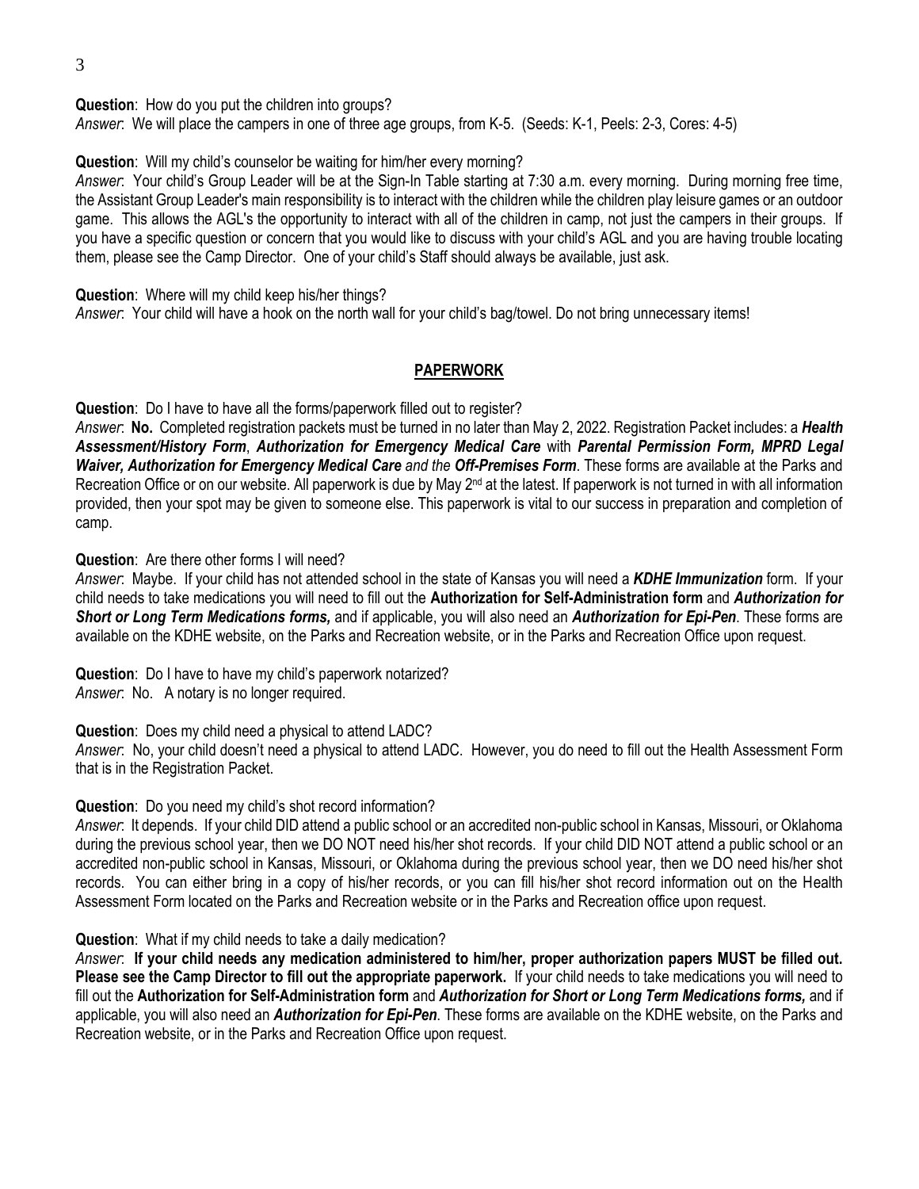**Question**: How do you put the children into groups?
*Answer*: We will place the campers in one of three age groups, from K-5. (Seeds: K-1, Peels: 2-3, Cores: 4-5)

**Question**: Will my child's counselor be waiting for him/her every morning?
*Answer*: Your child's Group Leader will be at the Sign-In Table starting at 7:30 a.m. every morning. During morning free time, the Assistant Group Leader's main responsibility is to interact with the children while the children play leisure games or an outdoor game. This allows the AGL's the opportunity to interact with all of the children in camp, not just the campers in their groups. If you have a specific question or concern that you would like to discuss with your child's AGL and you are having trouble locating them, please see the Camp Director. One of your child's Staff should always be available, just ask.

**Question**: Where will my child keep his/her things?
*Answer*: Your child will have a hook on the north wall for your child's bag/towel. Do not bring unnecessary items!

## PAPERWORK

**Question**: Do I have to have all the forms/paperwork filled out to register?
*Answer*: **No.** Completed registration packets must be turned in no later than May 2, 2022. Registration Packet includes: a ***Health Assessment/History Form***, ***Authorization for Emergency Medical Care*** with ***Parental Permission Form, MPRD Legal Waiver, Authorization for Emergency Medical Care*** *and the* ***Off-Premises Form***. These forms are available at the Parks and Recreation Office or on our website. All paperwork is due by May 2nd at the latest. If paperwork is not turned in with all information provided, then your spot may be given to someone else. This paperwork is vital to our success in preparation and completion of camp.

**Question**: Are there other forms I will need?
*Answer*: Maybe. If your child has not attended school in the state of Kansas you will need a ***KDHE Immunization*** form. If your child needs to take medications you will need to fill out the **Authorization for Self-Administration form** and ***Authorization for Short or Long Term Medications forms,*** and if applicable, you will also need an ***Authorization for Epi-Pen***. These forms are available on the KDHE website, on the Parks and Recreation website, or in the Parks and Recreation Office upon request.

**Question**: Do I have to have my child's paperwork notarized?
*Answer*: No. A notary is no longer required.

**Question**: Does my child need a physical to attend LADC?
*Answer*: No, your child doesn't need a physical to attend LADC. However, you do need to fill out the Health Assessment Form that is in the Registration Packet.

**Question**: Do you need my child's shot record information?
*Answer*: It depends. If your child DID attend a public school or an accredited non-public school in Kansas, Missouri, or Oklahoma during the previous school year, then we DO NOT need his/her shot records. If your child DID NOT attend a public school or an accredited non-public school in Kansas, Missouri, or Oklahoma during the previous school year, then we DO need his/her shot records. You can either bring in a copy of his/her records, or you can fill his/her shot record information out on the Health Assessment Form located on the Parks and Recreation website or in the Parks and Recreation office upon request.

**Question**: What if my child needs to take a daily medication?
*Answer*: **If your child needs any medication administered to him/her, proper authorization papers MUST be filled out. Please see the Camp Director to fill out the appropriate paperwork.** If your child needs to take medications you will need to fill out the **Authorization for Self-Administration form** and ***Authorization for Short or Long Term Medications forms,*** and if applicable, you will also need an ***Authorization for Epi-Pen***. These forms are available on the KDHE website, on the Parks and Recreation website, or in the Parks and Recreation Office upon request.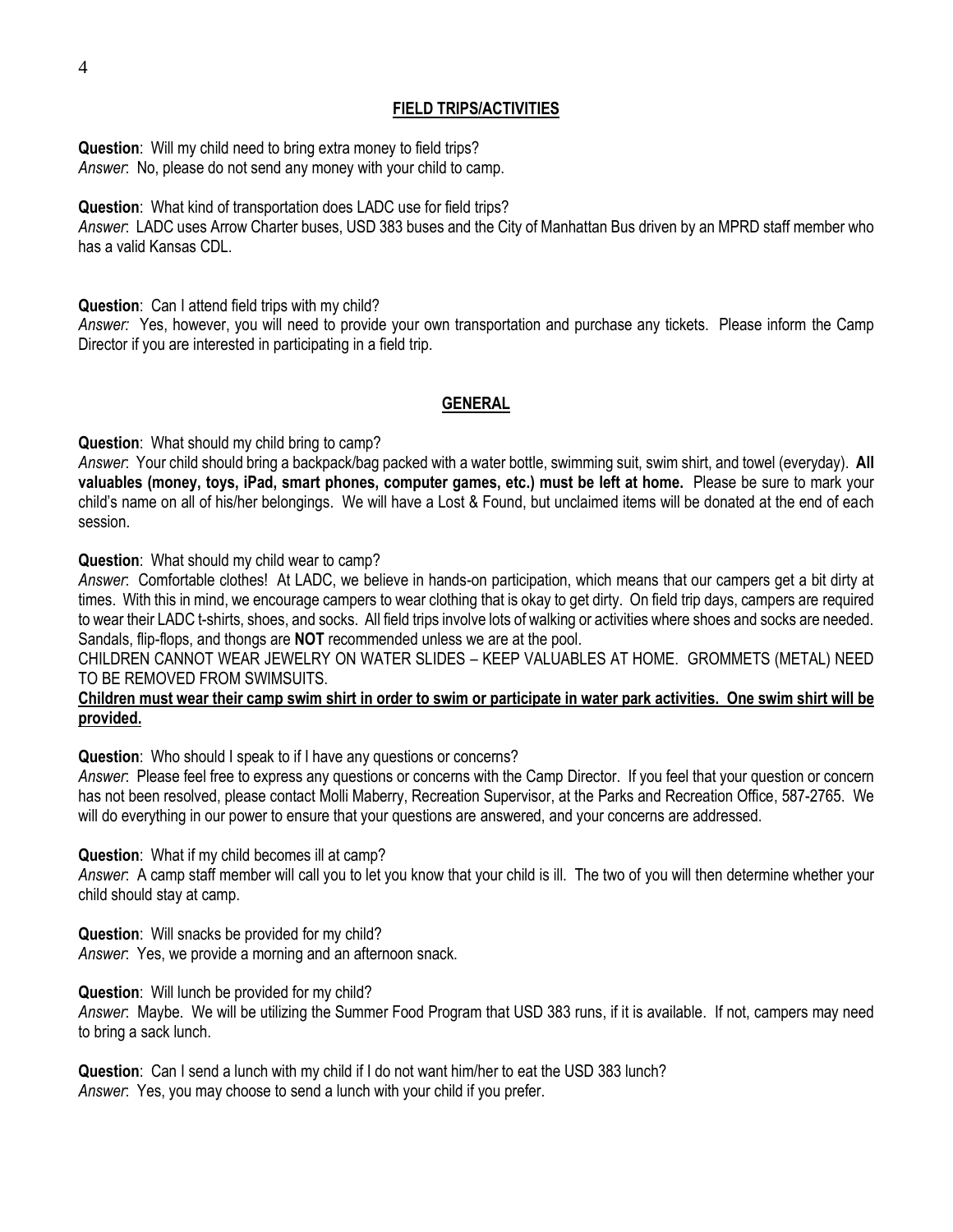## FIELD TRIPS/ACTIVITIES

**Question**: Will my child need to bring extra money to field trips?
*Answer*: No, please do not send any money with your child to camp.

**Question**: What kind of transportation does LADC use for field trips?
*Answer*: LADC uses Arrow Charter buses, USD 383 buses and the City of Manhattan Bus driven by an MPRD staff member who has a valid Kansas CDL.

**Question**: Can I attend field trips with my child?
*Answer:* Yes, however, you will need to provide your own transportation and purchase any tickets. Please inform the Camp Director if you are interested in participating in a field trip.

## GENERAL

**Question**: What should my child bring to camp?
*Answer*: Your child should bring a backpack/bag packed with a water bottle, swimming suit, swim shirt, and towel (everyday). **All valuables (money, toys, iPad, smart phones, computer games, etc.) must be left at home.** Please be sure to mark your child's name on all of his/her belongings. We will have a Lost & Found, but unclaimed items will be donated at the end of each session.

**Question**: What should my child wear to camp?
*Answer*: Comfortable clothes! At LADC, we believe in hands-on participation, which means that our campers get a bit dirty at times. With this in mind, we encourage campers to wear clothing that is okay to get dirty. On field trip days, campers are required to wear their LADC t-shirts, shoes, and socks. All field trips involve lots of walking or activities where shoes and socks are needed. Sandals, flip-flops, and thongs are **NOT** recommended unless we are at the pool.
CHILDREN CANNOT WEAR JEWELRY ON WATER SLIDES – KEEP VALUABLES AT HOME. GROMMETS (METAL) NEED TO BE REMOVED FROM SWIMSUITS.
**Children must wear their camp swim shirt in order to swim or participate in water park activities. One swim shirt will be provided.**

**Question**: Who should I speak to if I have any questions or concerns?
*Answer*: Please feel free to express any questions or concerns with the Camp Director. If you feel that your question or concern has not been resolved, please contact Molli Maberry, Recreation Supervisor, at the Parks and Recreation Office, 587-2765. We will do everything in our power to ensure that your questions are answered, and your concerns are addressed.

**Question**: What if my child becomes ill at camp?
*Answer*: A camp staff member will call you to let you know that your child is ill. The two of you will then determine whether your child should stay at camp.

**Question**: Will snacks be provided for my child?
*Answer*: Yes, we provide a morning and an afternoon snack.

**Question**: Will lunch be provided for my child?
*Answer*: Maybe. We will be utilizing the Summer Food Program that USD 383 runs, if it is available. If not, campers may need to bring a sack lunch.

**Question**: Can I send a lunch with my child if I do not want him/her to eat the USD 383 lunch?
*Answer*: Yes, you may choose to send a lunch with your child if you prefer.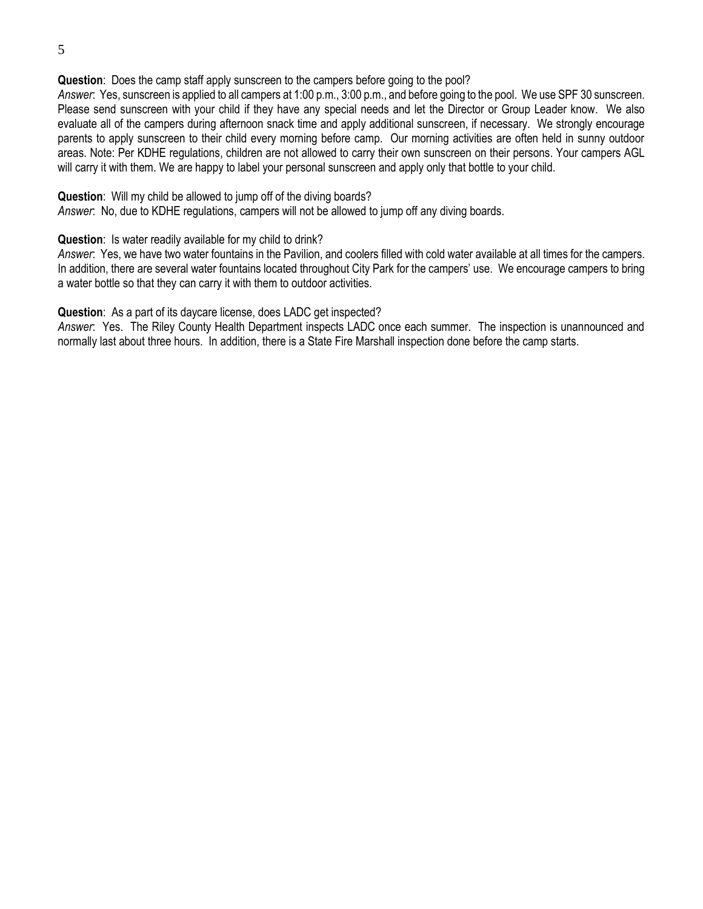**Question**: Does the camp staff apply sunscreen to the campers before going to the pool?

*Answer*: Yes, sunscreen is applied to all campers at 1:00 p.m., 3:00 p.m., and before going to the pool. We use SPF 30 sunscreen. Please send sunscreen with your child if they have any special needs and let the Director or Group Leader know. We also evaluate all of the campers during afternoon snack time and apply additional sunscreen, if necessary. We strongly encourage parents to apply sunscreen to their child every morning before camp. Our morning activities are often held in sunny outdoor areas. Note: Per KDHE regulations, children are not allowed to carry their own sunscreen on their persons. Your campers AGL will carry it with them. We are happy to label your personal sunscreen and apply only that bottle to your child.

**Question**: Will my child be allowed to jump off of the diving boards?

*Answer*: No, due to KDHE regulations, campers will not be allowed to jump off any diving boards.

**Question**: Is water readily available for my child to drink?

*Answer*: Yes, we have two water fountains in the Pavilion, and coolers filled with cold water available at all times for the campers. In addition, there are several water fountains located throughout City Park for the campers' use. We encourage campers to bring a water bottle so that they can carry it with them to outdoor activities.

**Question**: As a part of its daycare license, does LADC get inspected?

*Answer*: Yes. The Riley County Health Department inspects LADC once each summer. The inspection is unannounced and normally last about three hours. In addition, there is a State Fire Marshall inspection done before the camp starts.